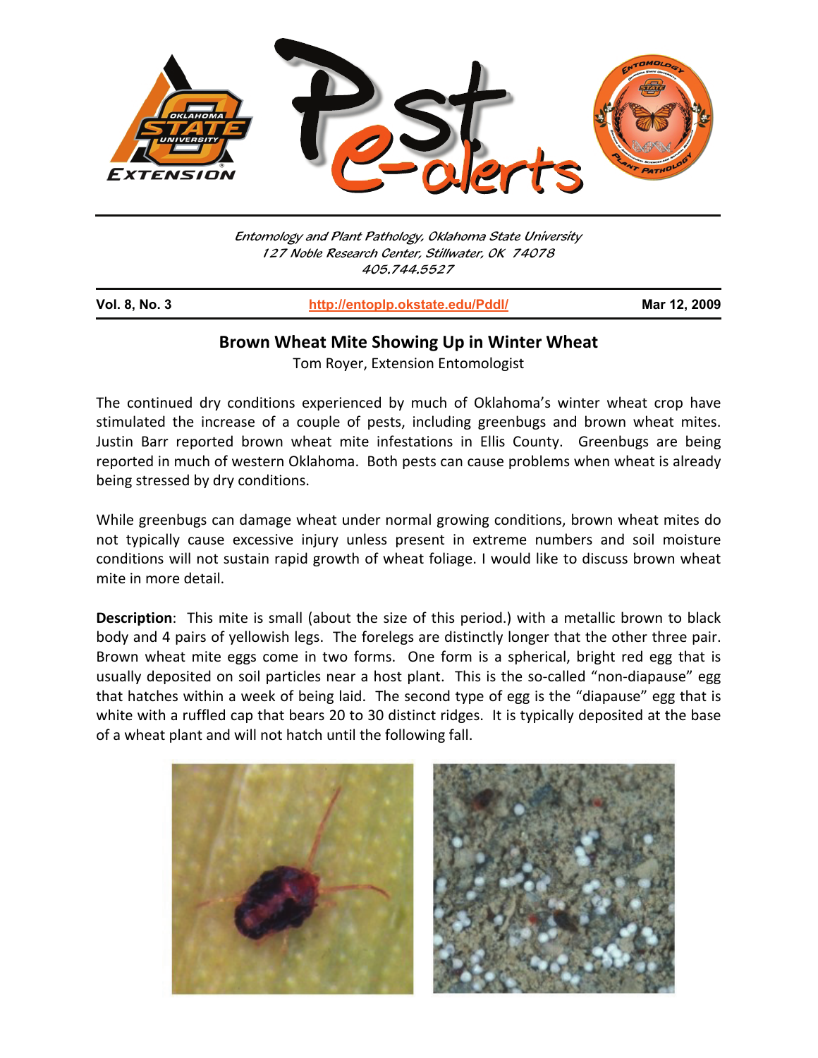Entomology and Plant Pathology, Oklahoma State University
127 Noble Research Center, Stillwater, OK 74078
405.744.5527

**Vol. 8, No. 3** | http://entoplp.okstate.edu/Pddl/ | **Mar 12, 2009**

## Brown Wheat Mite Showing Up in Winter Wheat

Tom Royer, Extension Entomologist

The continued dry conditions experienced by much of Oklahoma's winter wheat crop have stimulated the increase of a couple of pests, including greenbugs and brown wheat mites. Justin Barr reported brown wheat mite infestations in Ellis County. Greenbugs are being reported in much of western Oklahoma. Both pests can cause problems when wheat is already being stressed by dry conditions.

While greenbugs can damage wheat under normal growing conditions, brown wheat mites do not typically cause excessive injury unless present in extreme numbers and soil moisture conditions will not sustain rapid growth of wheat foliage. I would like to discuss brown wheat mite in more detail.

**Description**: This mite is small (about the size of this period.) with a metallic brown to black body and 4 pairs of yellowish legs. The forelegs are distinctly longer that the other three pair. Brown wheat mite eggs come in two forms. One form is a spherical, bright red egg that is usually deposited on soil particles near a host plant. This is the so-called "non-diapause" egg that hatches within a week of being laid. The second type of egg is the "diapause" egg that is white with a ruffled cap that bears 20 to 30 distinct ridges. It is typically deposited at the base of a wheat plant and will not hatch until the following fall.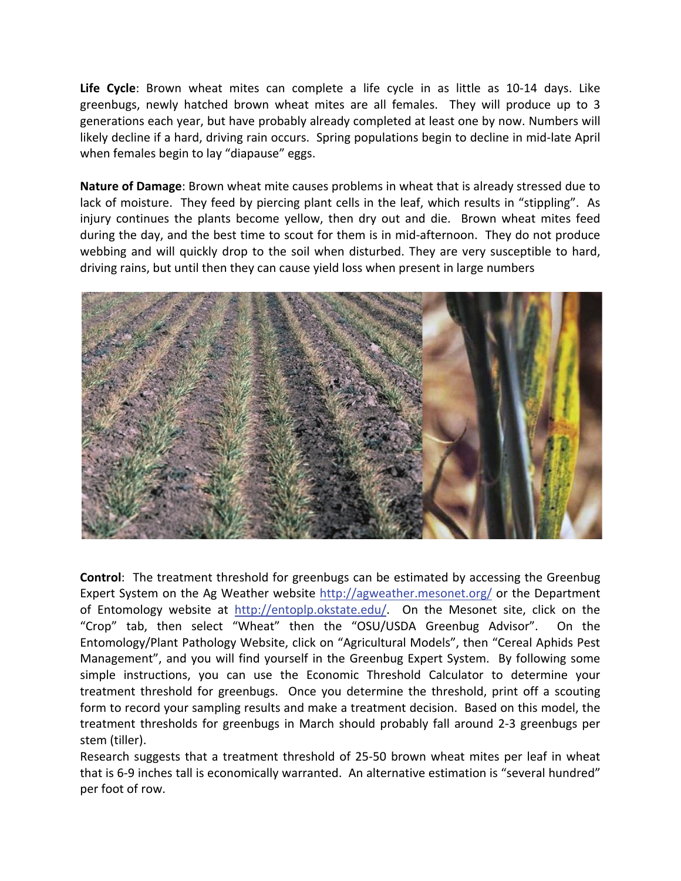**Life Cycle**: Brown wheat mites can complete a life cycle in as little as 10-14 days. Like greenbugs, newly hatched brown wheat mites are all females. They will produce up to 3 generations each year, but have probably already completed at least one by now. Numbers will likely decline if a hard, driving rain occurs. Spring populations begin to decline in mid-late April when females begin to lay "diapause" eggs.

**Nature of Damage**: Brown wheat mite causes problems in wheat that is already stressed due to lack of moisture. They feed by piercing plant cells in the leaf, which results in "stippling". As injury continues the plants become yellow, then dry out and die. Brown wheat mites feed during the day, and the best time to scout for them is in mid-afternoon. They do not produce webbing and will quickly drop to the soil when disturbed. They are very susceptible to hard, driving rains, but until then they can cause yield loss when present in large numbers

**Control**: The treatment threshold for greenbugs can be estimated by accessing the Greenbug Expert System on the Ag Weather website http://agweather.mesonet.org/ or the Department of Entomology website at http://entoplp.okstate.edu/. On the Mesonet site, click on the "Crop" tab, then select "Wheat" then the "OSU/USDA Greenbug Advisor". On the Entomology/Plant Pathology Website, click on "Agricultural Models", then "Cereal Aphids Pest Management", and you will find yourself in the Greenbug Expert System. By following some simple instructions, you can use the Economic Threshold Calculator to determine your treatment threshold for greenbugs. Once you determine the threshold, print off a scouting form to record your sampling results and make a treatment decision. Based on this model, the treatment thresholds for greenbugs in March should probably fall around 2-3 greenbugs per stem (tiller).

Research suggests that a treatment threshold of 25-50 brown wheat mites per leaf in wheat that is 6-9 inches tall is economically warranted. An alternative estimation is "several hundred" per foot of row.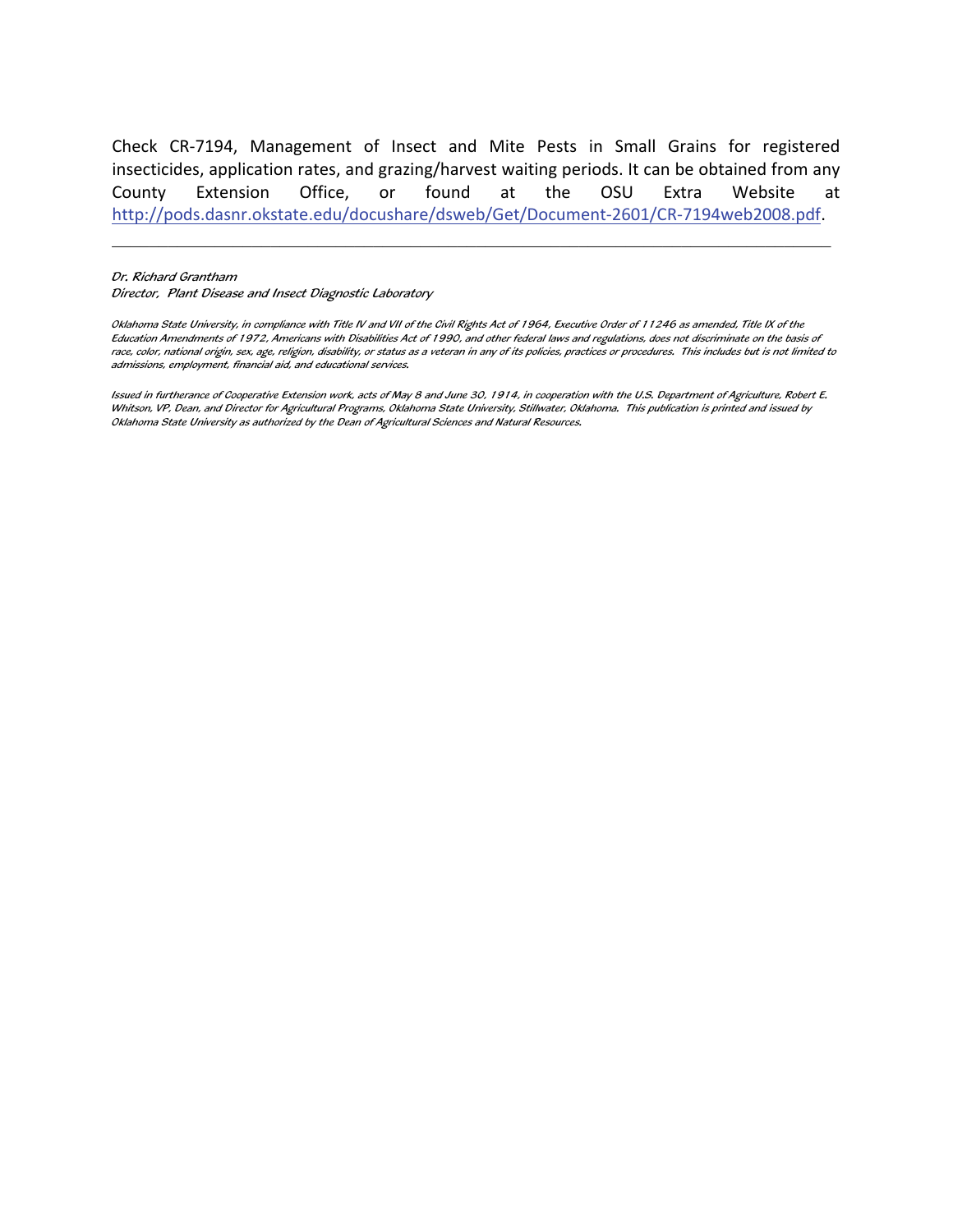Check CR-7194, Management of Insect and Mite Pests in Small Grains for registered insecticides, application rates, and grazing/harvest waiting periods. It can be obtained from any County Extension Office, or found at the OSU Extra Website at http://pods.dasnr.okstate.edu/docushare/dsweb/Get/Document-2601/CR-7194web2008.pdf.

---

*Dr. Richard Grantham*
*Director, Plant Disease and Insect Diagnostic Laboratory*

*Oklahoma State University, in compliance with Title IV and VII of the Civil Rights Act of 1964, Executive Order of 11246 as amended, Title IX of the Education Amendments of 1972, Americans with Disabilities Act of 1990, and other federal laws and regulations, does not discriminate on the basis of race, color, national origin, sex, age, religion, disability, or status as a veteran in any of its policies, practices or procedures. This includes but is not limited to admissions, employment, financial aid, and educational services.*

*Issued in furtherance of Cooperative Extension work, acts of May 8 and June 30, 1914, in cooperation with the U.S. Department of Agriculture, Robert E. Whitson, VP, Dean, and Director for Agricultural Programs, Oklahoma State University, Stillwater, Oklahoma. This publication is printed and issued by Oklahoma State University as authorized by the Dean of Agricultural Sciences and Natural Resources.*